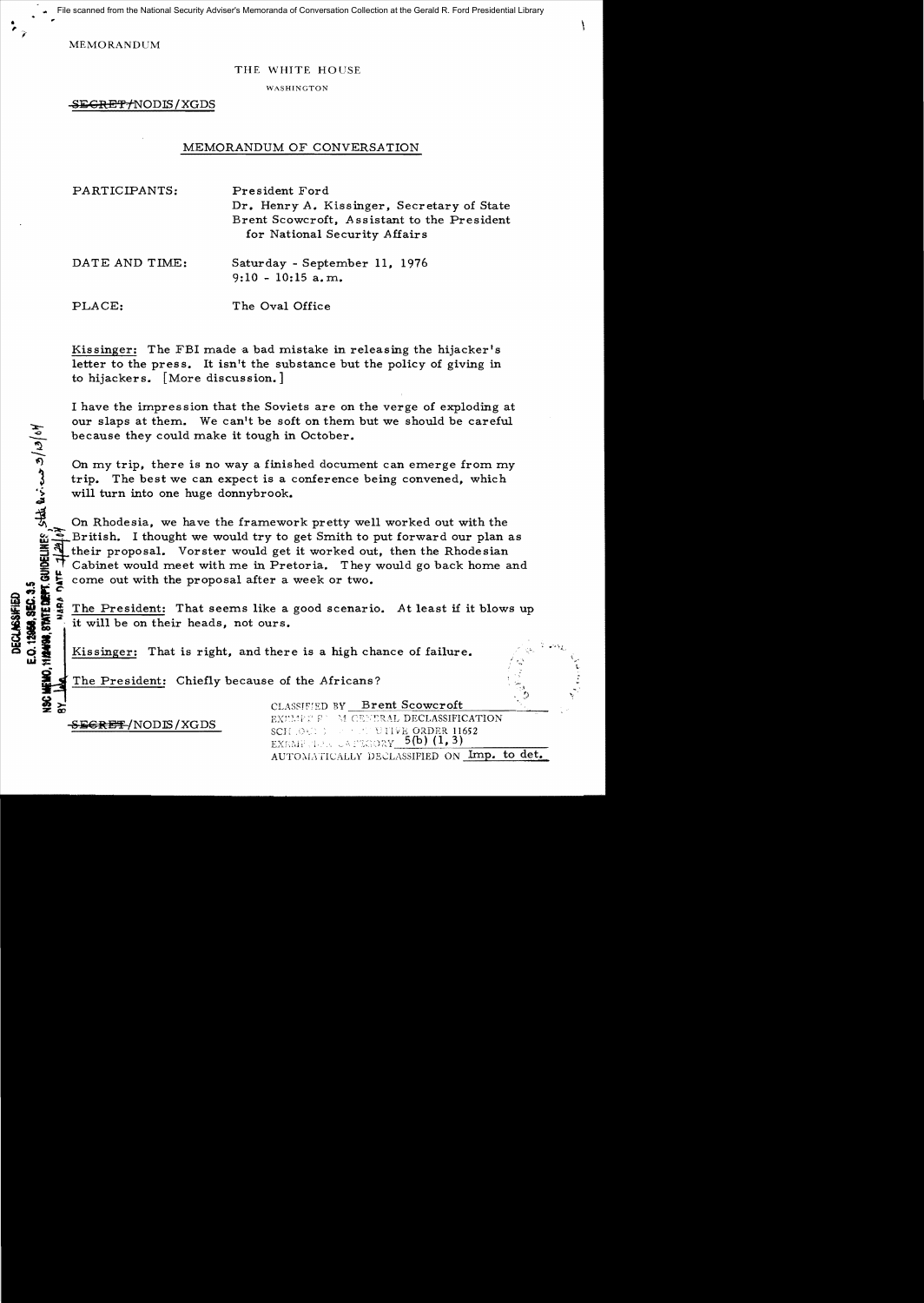MEMORANDUM

THE WHITE HOUSE

WASHINGTON

~~SECRET~~/NODIS/XGDS

## MEMORANDUM OF CONVERSATION

PARTICIPANTS: President Ford
Dr. Henry A. Kissinger, Secretary of State
Brent Scowcroft, Assistant to the President for National Security Affairs

DATE AND TIME: Saturday - September 11, 1976
9:10 - 10:15 a.m.

PLACE: The Oval Office

Kissinger: The FBI made a bad mistake in releasing the hijacker's letter to the press. It isn't the substance but the policy of giving in to hijackers. [More discussion.]

I have the impression that the Soviets are on the verge of exploding at our slaps at them. We can't be soft on them but we should be careful because they could make it tough in October.

On my trip, there is no way a finished document can emerge from my trip. The best we can expect is a conference being convened, which will turn into one huge donnybrook.

On Rhodesia, we have the framework pretty well worked out with the British. I thought we would try to get Smith to put forward our plan as their proposal. Vorster would get it worked out, then the Rhodesian Cabinet would meet with me in Pretoria. They would go back home and come out with the proposal after a week or two.

The President: That seems like a good scenario. At least if it blows up it will be on their heads, not ours.

Kissinger: That is right, and there is a high chance of failure.

The President: Chiefly because of the Africans?

DECLASSIFIED
E.O. 12958, SEC. 3.5
NSC MEMO, 11/24/98, STATE DEPT. GUIDELINES State Review 3/10/04
BY ___ NARA DATE 7/26/04

~~SECRET~~/NODIS/XGDS

CLASSIFIED BY Brent Scowcroft
EXEMPT FROM GENERAL DECLASSIFICATION
SCHEDULE OF EXECUTIVE ORDER 11652
EXEMPTION CATEGORY 5(b) (1, 3)
AUTOMATICALLY DECLASSIFIED ON Imp. to det.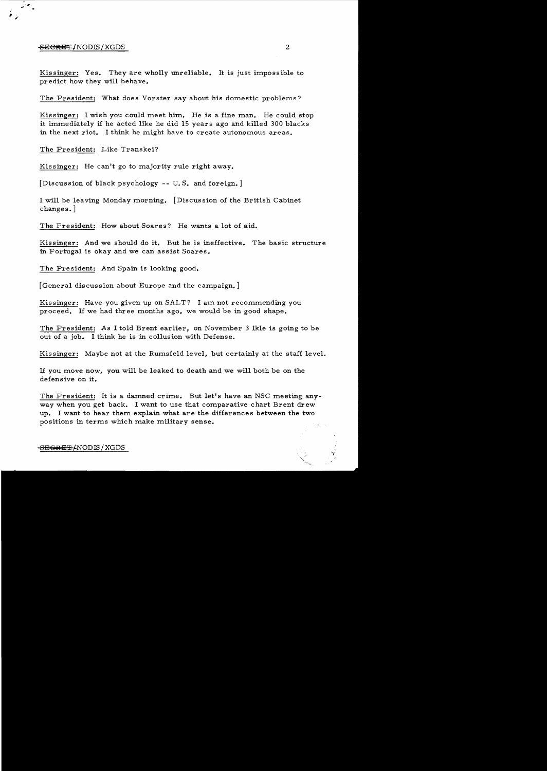Kissinger: Yes. They are wholly unreliable. It is just impossible to predict how they will behave.

The President: What does Vorster say about his domestic problems?

Kissinger: I wish you could meet him. He is a fine man. He could stop it immediately if he acted like he did 15 years ago and killed 300 blacks in the next riot. I think he might have to create autonomous areas.

The President: Like Transkei?

Kissinger: He can't go to majority rule right away.

[Discussion of black psychology -- U.S. and foreign.]

I will be leaving Monday morning. [Discussion of the British Cabinet changes.]

The President: How about Soares? He wants a lot of aid.

Kissinger: And we should do it. But he is ineffective. The basic structure in Portugal is okay and we can assist Soares.

The President: And Spain is looking good.

[General discussion about Europe and the campaign.]

Kissinger: Have you given up on SALT? I am not recommending you proceed. If we had three months ago, we would be in good shape.

The President: As I told Brent earlier, on November 3 Ikle is going to be out of a job. I think he is in collusion with Defense.

Kissinger: Maybe not at the Rumsfeld level, but certainly at the staff level.

If you move now, you will be leaked to death and we will both be on the defensive on it.

The President: It is a damned crime. But let's have an NSC meeting anyway when you get back. I want to use that comparative chart Brent drew up. I want to hear them explain what are the differences between the two positions in terms which make military sense.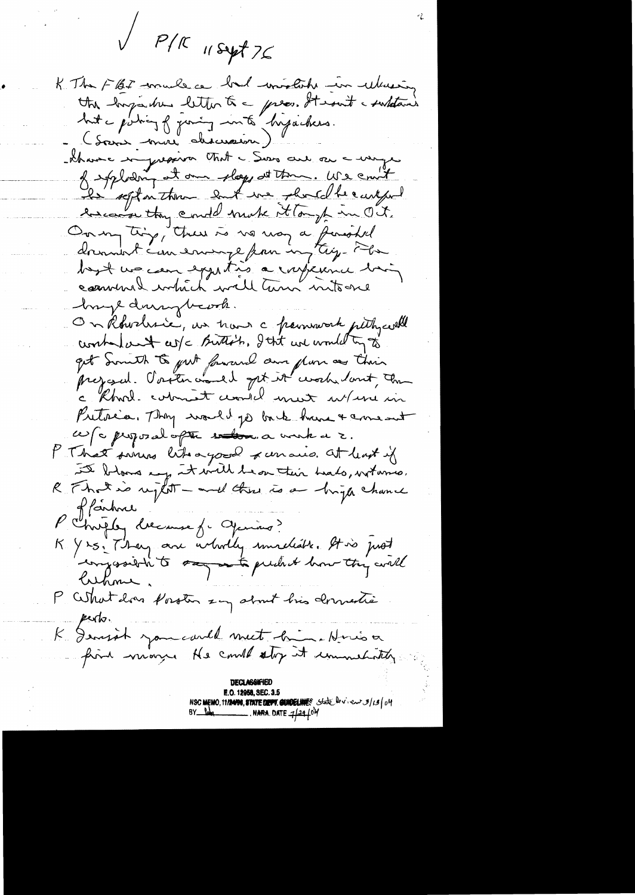✓ P/K 11 Sept 76

K The FBI made a bad mistake in releasing the hijacker letter to the press. It wasn't substance but a policy of giving into hijackers.
- (Some more discussion)
- I have an impression that the Soviets are on a verge of exploding at our play at them. We can't be soft on them but we should be careful because they could make it tough in Oct.
On my trip, there is no way a finished document can emerge from my trip. The best we can expect is a conference being convened which will turn into one huge donnybrook.
On Rhodesia, we have a framework pretty well worked out w/ British. I think we would try to get Smith to put forward our plan as their proposal. Vorster could get it worked out, then a Rhod. cabinet could meet w/ me in Pretoria. They would go back home & come out w/ a proposal after a week or 2.
P That sounds like a good scenario. At least if it blows up it will be on their heads, not ours.
K That is right — and there is a high chance of failure.
P Chiefly because of Africans?
K Yes. They are wholly unreliable. It is just impossible to predict how they will behave.
P What does Vorster say about his domestic pols.
K I wish you could meet him. He is a fine man. He could stop it immediately.

DECLASSIFIED
E.O. 12958, SEC. 3.5
NSC MEMO, 11/24/98, STATE DEPT. GUIDELINES State Review 3/13/04
BY ___ NARA, DATE 7/29/04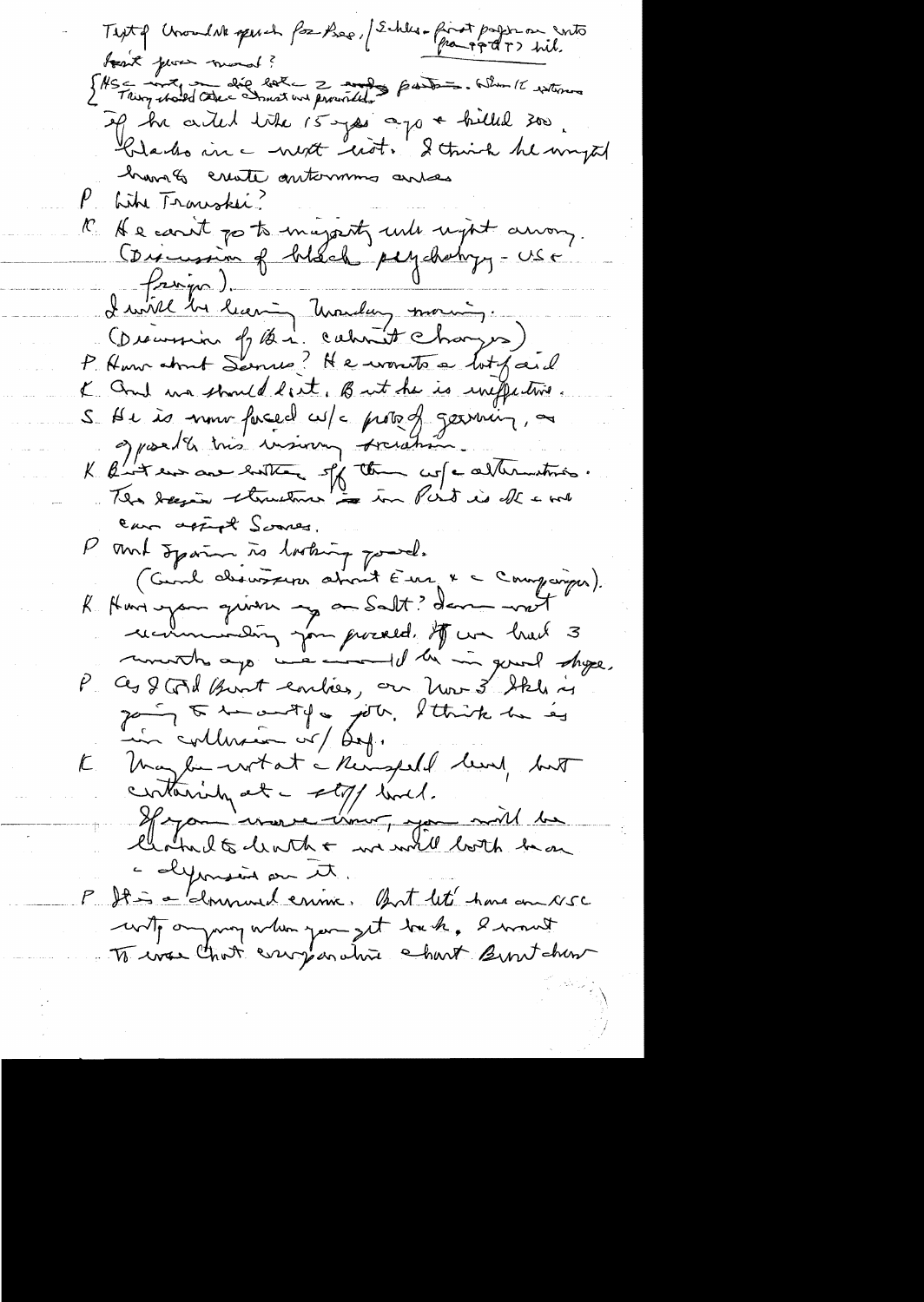Text of Chronicle speech for Pres. / Schles.- first page on Ants [Pre-1973] bill.
first person moral?

{HSC and, as did later 2 parties. When it returns
They stated other & must we provide.}

If he acted like 15 yrs ago & killed 300,
blacks in a next riot. I think he might
have to create autonomous areas.

P Like Transkei?

K He can't go to majority rule right away.
(Discussion of black psychology - USC
foreign).

I will be leaving Monday morning.
(Discussion of Br. cabinet changes)

P How about Soares? He wants a lot of aid

K And we should do it. But he is ineffective.

S He is now forced w/ the prob of governing, &
appealed this missing [?].

K But we are better off than we/ alternatives.
The Soviet structure in Port is OK & will
come against Soares.

P And Spain is looking good.
(Genl discussion about Eur & Campaign).

K How is your giving up on Salt? I am not
recommending you proceed. If we had 3
months ago we would be in good shape.

P As I told Burt earlier, on Nov 3 Ikle is
going to be out of a job. I think he is
in collusion w/ Def.

K Maybe not at the Rumsfeld level, but
certainly at the staff level.
If you wait now, you will be
cleared to death & we will both be on
the defensive on it.

P It is a damned crime. But let's have an NSC
mtg on going when you get back. I want
to use that comparative chart Brent show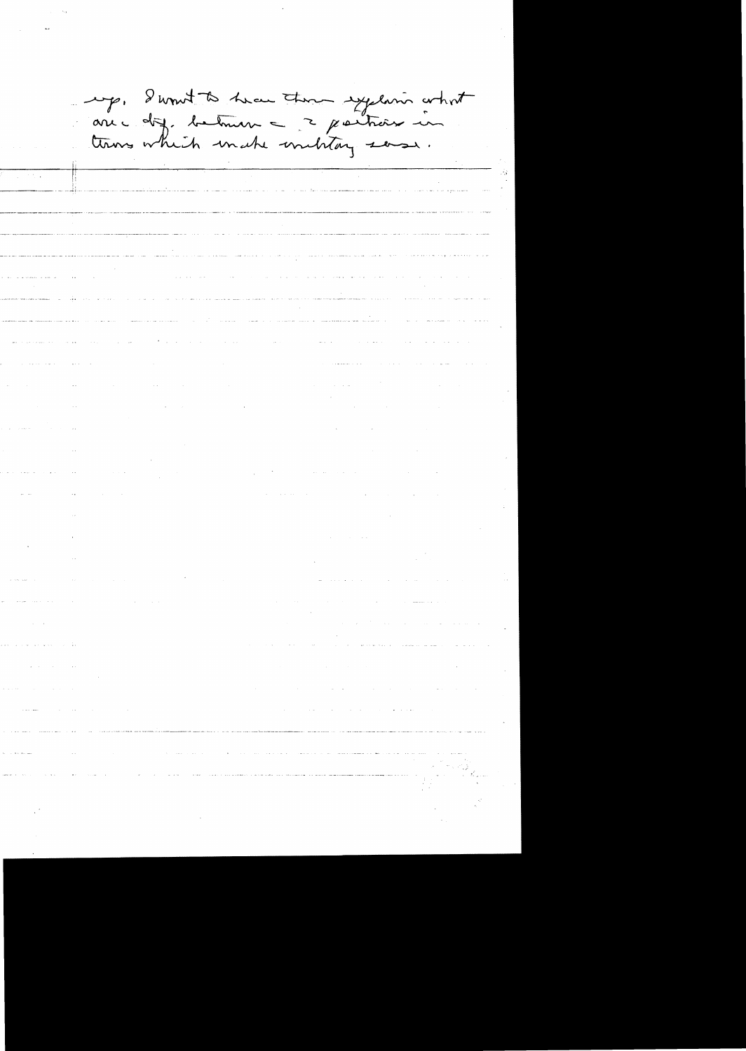up. I want to hear them explain what are dif. between 2 positions in terms which make military sense.